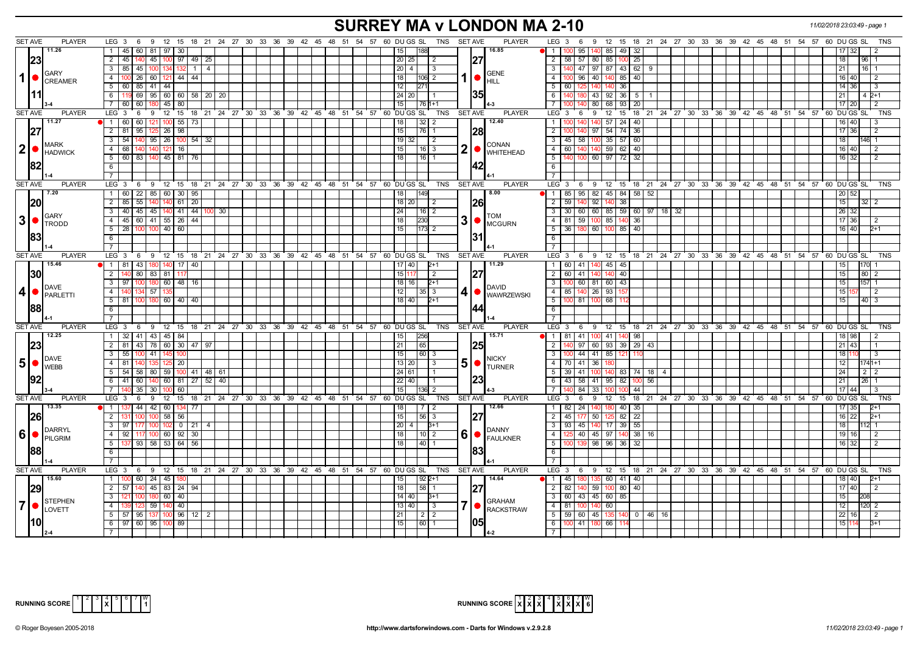# SURREY MA v LONDON MA 2-10

| SET AVE | PLAYER | LEG | Scores | DU | GS | SL | TNS | SET AVE | PLAYER | LEG | Scores | DU | GS | SL | TNS |
|---|---|---|---|---|---|---|---|---|---|---|---|---|---|---|---|
| 11.26 | 1 GARY CREAMER | 1 | 45 60 81 97 30 | 15 | | 188 | | 16.85 | 1 GENE HILL | 1 | 100 95 140 85 49 32 | 17 | 32 | | 2 |
| 23 | | 2 | 45 140 45 100 97 49 25 | 20 | 25 | | 2 | 27 | | 2 | 58 57 80 85 100 25 | 18 | | 96 | 1 |
| | | 3 | 85 45 100 134 132 1 4 | 20 | 4 | | 3 | | | 3 | 140 47 97 87 43 62 9 | 21 | | 16 | 1 |
| | | 4 | 100 26 60 121 44 44 | 18 | | 106 | 2 | | | 4 | 100 96 40 140 85 40 | 16 | 40 | | 2 |
| | | 5 | 60 85 41 44 | 12 | | 271 | | | | 5 | 60 125 140 140 36 | 14 | 36 | | 3 |
| 11 | | 6 | 119 69 95 60 60 58 20 20 | 24 | 20 | | 1 | 35 | | 6 | 140 180 43 92 36 5 1 | 21 | | 4 | 2+1 |
| 3-4 | | 7 | 60 60 180 45 80 | 15 | | 76 | 1+1 | 4-3 | | 7 | 100 140 80 68 93 20 | 17 | 20 | | 2 |
| 11.27 | 2 MARK HADWICK | 1 | 60 60 121 100 55 73 | 18 | | 32 | 2 | 12.40 | 2 CONAN WHITEHEAD | 1 | 100 140 140 57 24 40 | 16 | 40 | | 3 |
| 27 | | 2 | 81 95 125 26 98 | 15 | | 76 | 1 | 28 | | 2 | 100 140 97 54 74 36 | 17 | 36 | | 2 |
| | | 3 | 54 140 95 26 100 54 32 | 19 | 32 | | 2 | | | 3 | 45 58 100 35 57 60 | 18 | | 146 | 1 |
| | | 4 | 68 140 140 121 16 | 15 | | 16 | 3 | | | 4 | 60 140 140 59 62 40 | 16 | 40 | | 2 |
| 82 | | 5 | 60 83 140 45 81 76 | 18 | | 16 | 1 | 42 | | 5 | 140 100 60 97 72 32 | 16 | 32 | | 2 |
| 1-4 | | | | | | | | 4-1 | | | | | | | |
| 7.20 | 3 GARY TRODD | 1 | 60 22 85 60 30 95 | 18 | | 149 | | 8.00 | 3 TOM MCGURN | 1 | 85 95 82 45 84 58 52 | 20 | 52 | | |
| 20 | | 2 | 85 55 140 140 61 20 | 18 | 20 | | 2 | 26 | | 2 | 59 140 92 140 38 | 15 | | 32 | 2 |
| | | 3 | 40 45 45 140 41 44 100 30 | 24 | | 16 | 2 | | | 3 | 30 60 60 85 59 60 97 18 32 | 26 | 32 | | |
| | | 4 | 45 60 41 55 26 44 | 18 | | 230 | | | | 4 | 81 59 100 85 140 36 | 17 | 36 | | 2 |
| 83 | | 5 | 28 100 100 40 60 | 15 | | 173 | 2 | 31 | | 5 | 36 180 60 100 85 40 | 16 | 40 | | 2+1 |
| 1-4 | | | | | | | | 4-1 | | | | | | | |
| 15.46 | 4 DAVE PARLETTI | 1 | 81 43 180 140 17 40 | 17 | 40 | | 2+1 | 11.29 | 4 DAVID WAWRZEWSKI | 1 | 60 41 140 45 45 | 15 | | 170 | 1 |
| 30 | | 2 | 140 80 83 81 117 | 15 | 117 | | 2 | 27 | | 2 | 60 41 140 140 40 | 15 | | 80 | 2 |
| | | 3 | 97 100 180 60 48 16 | 18 | 16 | | 2+1 | | | 3 | 100 60 81 60 43 | 15 | | 157 | 1 |
| | | 4 | 140 134 57 135 | 12 | | 35 | 3 | | | 4 | 85 140 26 93 157 | 15 | 157 | | 2 |
| 88 | | 5 | 81 100 180 60 40 40 | 18 | 40 | | 2+1 | 44 | | 5 | 100 81 100 68 112 | 15 | | 40 | 3 |
| 4-1 | | | | | | | | 1-4 | | | | | | | |
| 12.25 | 5 DAVE WEBB | 1 | 32 41 43 45 84 | 15 | | 256 | | 15.71 | 5 NICKY TURNER | 1 | 81 41 100 41 140 98 | 18 | 98 | | 2 |
| 23 | | 2 | 81 43 78 60 30 47 97 | 21 | | 65 | | 25 | | 2 | 140 97 60 93 39 29 43 | 21 | 43 | | 1 |
| | | 3 | 55 100 41 145 100 | 15 | | 60 | 3 | | | 3 | 100 44 41 85 121 110 | 18 | 110 | | 3 |
| | | 4 | 81 140 135 125 20 | 13 | 20 | | 3 | | | 4 | 70 41 36 180 | 12 | | 174 | 1+1 |
| | | 5 | 54 58 80 59 100 41 48 61 | 24 | 61 | | 1 | | | 5 | 39 41 100 140 83 74 18 4 | 24 | | 2 | 2 |
| 92 | | 6 | 41 60 140 60 81 27 52 40 | 22 | 40 | | 1 | 23 | | 6 | 43 58 41 95 82 100 56 | 21 | | 26 | 1 |
| 3-4 | | 7 | 140 35 30 100 60 | 15 | | 136 | 2 | 4-3 | | 7 | 140 84 33 100 100 44 | 17 | 44 | | 3 |
| 13.35 | 6 DARRYL PILGRIM | 1 | 137 44 42 60 134 77 | 18 | | 7 | 2 | 12.66 | 6 DANNY FAULKNER | 1 | 82 24 140 180 40 35 | 17 | 35 | | 2+1 |
| 26 | | 2 | 131 100 100 58 56 | 15 | | 56 | 3 | 27 | | 2 | 45 177 50 125 82 22 | 16 | 22 | | 2+1 |
| | | 3 | 97 177 100 102 0 21 4 | 20 | 4 | | 3+1 | | | 3 | 93 45 140 17 39 55 | 18 | | 112 | 1 |
| | | 4 | 92 117 100 60 92 30 | 18 | | 10 | 2 | | | 4 | 125 40 45 97 140 38 16 | 19 | 16 | | 2 |
| 88 | | 5 | 137 93 58 53 64 56 | 18 | | 40 | 1 | 83 | | 5 | 100 139 98 96 36 32 | 16 | 32 | | 2 |
| 1-4 | | | | | | | | 4-1 | | | | | | | |
| 15.60 | 7 STEPHEN LOVETT | 1 | 100 60 24 45 180 | 15 | | 92 | 2+1 | 14.64 | 7 GRAHAM RACKSTRAW | 1 | 45 180 135 60 41 40 | 18 | 40 | | 2+1 |
| 29 | | 2 | 57 140 45 83 24 94 | 18 | | 58 | 1 | 27 | | 2 | 82 140 59 100 80 40 | 17 | 40 | | 2 |
| | | 3 | 121 100 180 60 40 | 14 | 40 | | 3+1 | | | 3 | 60 43 45 60 85 | 15 | | 208 | |
| | | 4 | 139 123 59 140 40 | 13 | 40 | | 3 | | | 4 | 81 100 140 60 | 12 | | 120 | 2 |
| | | 5 | 57 95 137 100 96 12 2 | 21 | | 2 | 2 | | | 5 | 59 60 45 135 140 0 46 16 | 22 | 16 | | 2 |
| 10 | | 6 | 97 60 95 100 89 | 15 | | 60 | 1 | 05 | | 6 | 100 41 180 66 114 | 15 | 114 | | 3+1 |
| 2-4 | | | | | | | | 4-2 | | | | | | | |

RUNNING SCORE: 1 2 3 4 5 6 7 W — X (set 4) — 1

RUNNING SCORE: 1 2 3 4 5 6 7 W — X X X (sets 1-3), X X X (sets 5-7) — 6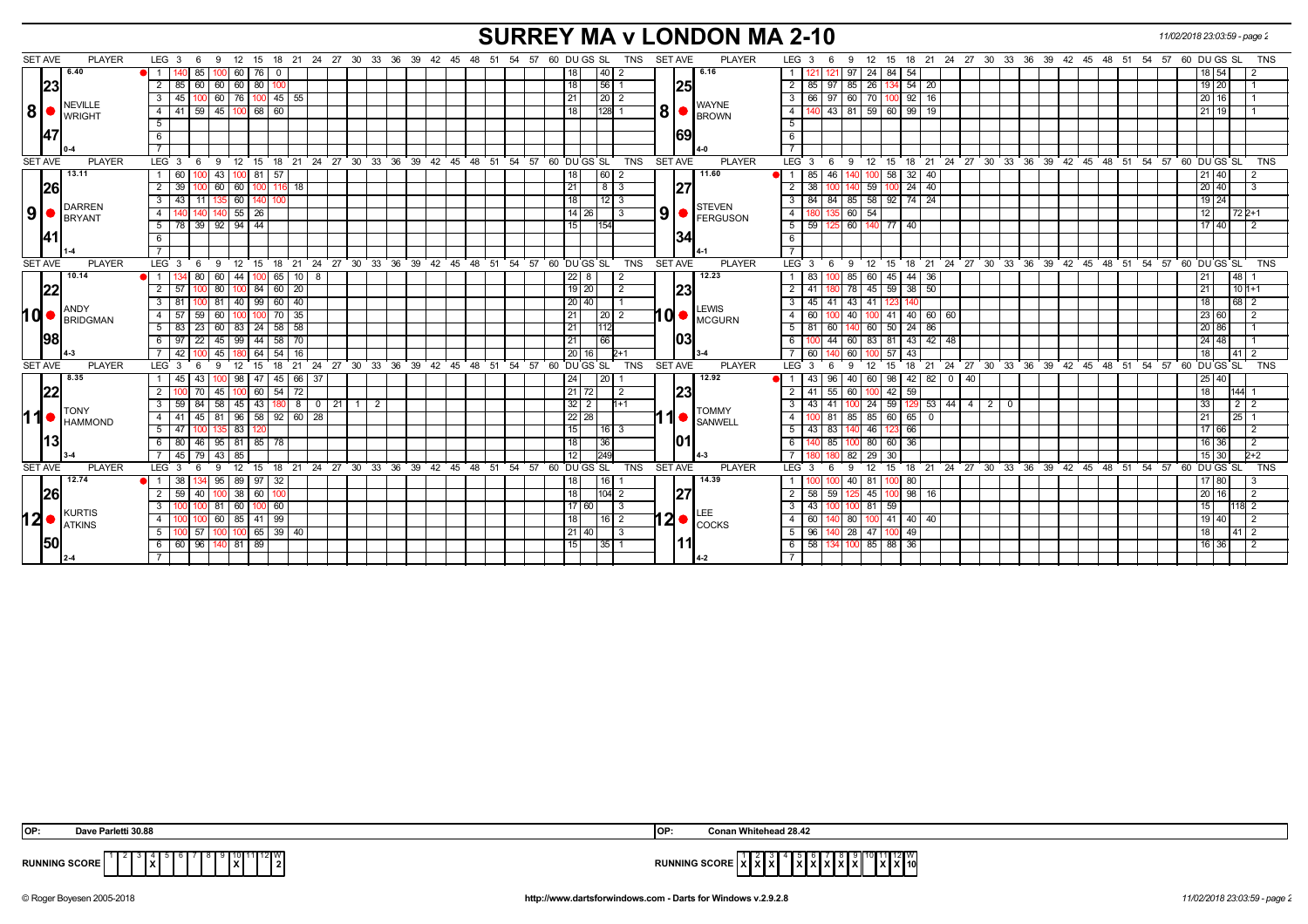# SURREY MA v LONDON MA 2-10

11/02/2018 23:03:59 - page 2

| SET AVE | PLAYER | LEG | 3 | 6 | 9 | 12 | 15 | 18 | 21 | 24 | 27 | 30 | DU | GS | SL | TNS | SET AVE | PLAYER | LEG | 3 | 6 | 9 | 12 | 15 | 18 | 21 | 24 | 27 | 30 | DU | GS | SL | TNS |
|---|---|---|---|---|---|---|---|---|---|---|---|---|---|---|---|---|---|---|---|---|---|---|---|---|---|---|---|---|---|---|---|---|---|
| 6.40 | 8 NEVILLE WRIGHT | 1 | 140 | 85 | 100 | 60 | 76 | 0 | | | | | 18 | | 40 | 2 | 6.16 | 8 WAYNE BROWN | 1 | 121 | 121 | 97 | 24 | 84 | 54 | | | | | 18 | 54 | | 2 |
| 23 | | 2 | 85 | 60 | 60 | 60 | 80 | 100 | | | | | 18 | | 56 | 1 | 25 | | 2 | 85 | 97 | 85 | 26 | 134 | 54 | 20 | | | | 19 | 20 | | 1 |
| | | 3 | 45 | 100 | 60 | 76 | 100 | 45 | 55 | | | | 21 | | 20 | 2 | | | 3 | 66 | 97 | 60 | 70 | 100 | 92 | 16 | | | | 20 | 16 | | 1 |
| | | 4 | 41 | 59 | 45 | 100 | 68 | 60 | | | | | 18 | | 128 | 1 | | | 4 | 140 | 43 | 81 | 59 | 60 | 99 | 19 | | | | 21 | 19 | | 1 |
| 47 | | 5 | | | | | | | | | | | | | | | 69 | | 5 | | | | | | | | | | | | | | |
| 0-4 | | 6 | | | | | | | | | | | | | | | 4-0 | | 6 | | | | | | | | | | | | | | |
| 13.11 | 9 DARREN BRYANT | 1 | 60 | 100 | 43 | 100 | 81 | 57 | | | | | 18 | | 60 | 2 | 11.60 | 9 STEVEN FERGUSON | 1 | 85 | 46 | 140 | 100 | 58 | 32 | 40 | | | | 21 | 40 | | 2 |
| 26 | | 2 | 39 | 100 | 60 | 60 | 100 | 116 | 18 | | | | 21 | | 8 | 3 | 27 | | 2 | 38 | 100 | 140 | 59 | 100 | 24 | 40 | | | | 20 | 40 | | 3 |
| | | 3 | 43 | 11 | 135 | 60 | 140 | 100 | | | | | 18 | | 12 | 3 | | | 3 | 84 | 84 | 85 | 58 | 92 | 74 | 24 | | | | 19 | 24 | | |
| | | 4 | 140 | 140 | 140 | 55 | 26 | | | | | | 14 | 26 | | 3 | | | 4 | 180 | 135 | 60 | 54 | | | | | | | 12 | | 72 | 2+1 |
| 41 | | 5 | 78 | 39 | 92 | 94 | 44 | | | | | | 15 | | 154 | | 34 | | 5 | 59 | 125 | 60 | 140 | 77 | 40 | | | | | 17 | 40 | | 2 |
| 1-4 | | 6 | | | | | | | | | | | | | | | 4-1 | | 6 | | | | | | | | | | | | | | |
| 10.14 | 10 ANDY BRIDGMAN | 1 | 134 | 80 | 60 | 44 | 100 | 65 | 10 | 8 | | | 22 | 8 | | 2 | 12.23 | 10 LEWIS MCGURN | 1 | 83 | 100 | 85 | 60 | 45 | 44 | 36 | | | | 21 | | 48 | 1 |
| 22 | | 2 | 57 | 100 | 80 | 100 | 84 | 60 | 20 | | | | 19 | 20 | | 2 | 23 | | 2 | 41 | 180 | 78 | 45 | 59 | 38 | 50 | | | | 21 | | 10 | 1+1 |
| | | 3 | 81 | 100 | 81 | 40 | 99 | 60 | 40 | | | | 20 | 40 | | 1 | | | 3 | 45 | 41 | 43 | 41 | 123 | 140 | | | | | 18 | | 68 | 2 |
| | | 4 | 57 | 59 | 60 | 100 | 100 | 70 | 35 | | | | 21 | | 20 | 2 | | | 4 | 60 | 100 | 40 | 100 | 41 | 40 | 60 | 60 | | | 23 | 60 | | 2 |
| 98 | | 5 | 83 | 23 | 60 | 83 | 24 | 58 | 58 | | | | 21 | | 112 | | 03 | | 5 | 81 | 60 | 140 | 60 | 50 | 24 | 86 | | | | 20 | 86 | | 1 |
| | | 6 | 97 | 22 | 45 | 99 | 44 | 58 | 70 | | | | 21 | | 66 | | | | 6 | 100 | 44 | 60 | 83 | 81 | 43 | 42 | 48 | | | 24 | 48 | | 1 |
| 4-3 | | 7 | 42 | 100 | 45 | 180 | 64 | 54 | 16 | | | | 20 | 16 | | 2+1 | 3-4 | | 7 | 60 | 140 | 60 | 100 | 57 | 43 | | | | | 18 | | 41 | 2 |
| 8.35 | 11 TONY HAMMOND | 1 | 45 | 43 | 100 | 98 | 47 | 45 | 66 | 37 | | | 24 | | 20 | 1 | 12.92 | 11 TOMMY SANWELL | 1 | 43 | 96 | 40 | 60 | 98 | 42 | 82 | 0 | 40 | | 25 | 40 | | |
| 22 | | 2 | 100 | 70 | 45 | 100 | 60 | 54 | 72 | | | | 21 | 72 | | 2 | 23 | | 2 | 41 | 55 | 60 | 100 | 42 | 59 | | | | | 18 | | 144 | 1 |
| | | 3 | 59 | 84 | 58 | 45 | 43 | 180 | 8 | 0 | 21 | 1 2 | 32 | 2 | | 1+1 | | | 3 | 43 | 41 | 100 | 24 | 59 | 129 | 53 | 44 | 4 | 2 0 | 33 | | 2 | 2 |
| | | 4 | 41 | 45 | 81 | 96 | 58 | 92 | 60 | 28 | | | 22 | 28 | | | | | 4 | 100 | 81 | 85 | 85 | 60 | 65 | 0 | | | | 21 | | 25 | 1 |
| 13 | | 5 | 47 | 100 | 135 | 83 | 120 | | | | | | 15 | | 16 | 3 | 01 | | 5 | 43 | 83 | 140 | 46 | 123 | 66 | | | | | 17 | 66 | | 2 |
| | | 6 | 80 | 46 | 95 | 81 | 85 | 78 | | | | | 18 | | 36 | | | | 6 | 140 | 85 | 100 | 80 | 60 | 36 | | | | | 16 | 36 | | 2 |
| 3-4 | | 7 | 45 | 79 | 43 | 85 | | | | | | | 12 | | 249 | | 4-3 | | 7 | 180 | 180 | 82 | 29 | 30 | | | | | | 15 | 30 | | 2+2 |
| 12.74 | 12 KURTIS ATKINS | 1 | 38 | 134 | 95 | 89 | 97 | 32 | | | | | 18 | | 16 | 1 | 14.39 | 12 LEE COCKS | 1 | 100 | 100 | 40 | 81 | 100 | 80 | | | | | 17 | 80 | | 3 |
| 26 | | 2 | 59 | 40 | 100 | 38 | 60 | 100 | | | | | 18 | | 104 | 2 | 27 | | 2 | 58 | 59 | 125 | 45 | 100 | 98 | 16 | | | | 20 | 16 | | 2 |
| | | 3 | 100 | 100 | 81 | 60 | 100 | 60 | | | | | 17 | 60 | | 3 | | | 3 | 43 | 100 | 100 | 81 | 59 | | | | | | 15 | | 118 | 2 |
| | | 4 | 100 | 100 | 60 | 85 | 41 | 99 | | | | | 18 | | 16 | 2 | | | 4 | 60 | 140 | 80 | 100 | 41 | 40 | 40 | | | | 19 | 40 | | 2 |
| 50 | | 5 | 100 | 57 | 100 | 100 | 65 | 39 | 40 | | | | 21 | 40 | | 3 | 11 | | 5 | 96 | 140 | 28 | 47 | 100 | 49 | | | | | 18 | | 41 | 2 |
| | | 6 | 60 | 96 | 140 | 81 | 89 | | | | | | 15 | | 35 | 1 | | | 6 | 58 | 134 | 100 | 85 | 88 | 36 | | | | | 16 | 36 | | 2 |
| 2-4 | | 7 | | | | | | | | | | | | | | | 4-2 | | 7 | | | | | | | | | | | | | | |

OP: Dave Parletti 30.88

OP: Conan Whitehead 28.42

| RUNNING SCORE | 1 | 2 | 3 | 4 | 5 | 6 | 7 | 8 | 9 | 10 | 11 | 12 | W |
|---|---|---|---|---|---|---|---|---|---|---|---|---|---|
| | | | | X | | | | | | X | | | 2 |

| RUNNING SCORE | 1 | 2 | 3 | 4 | 5 | 6 | 7 | 8 | 9 | 10 | 11 | 12 | W |
|---|---|---|---|---|---|---|---|---|---|---|---|---|---|
| | X | X | X | | X | X | X | X | X | | X | X | 10 |

© Roger Boyesen 2005-2018 http://www.dartsforwindows.com - Darts for Windows v.2.9.2.8 11/02/2018 23:03:59 - page 2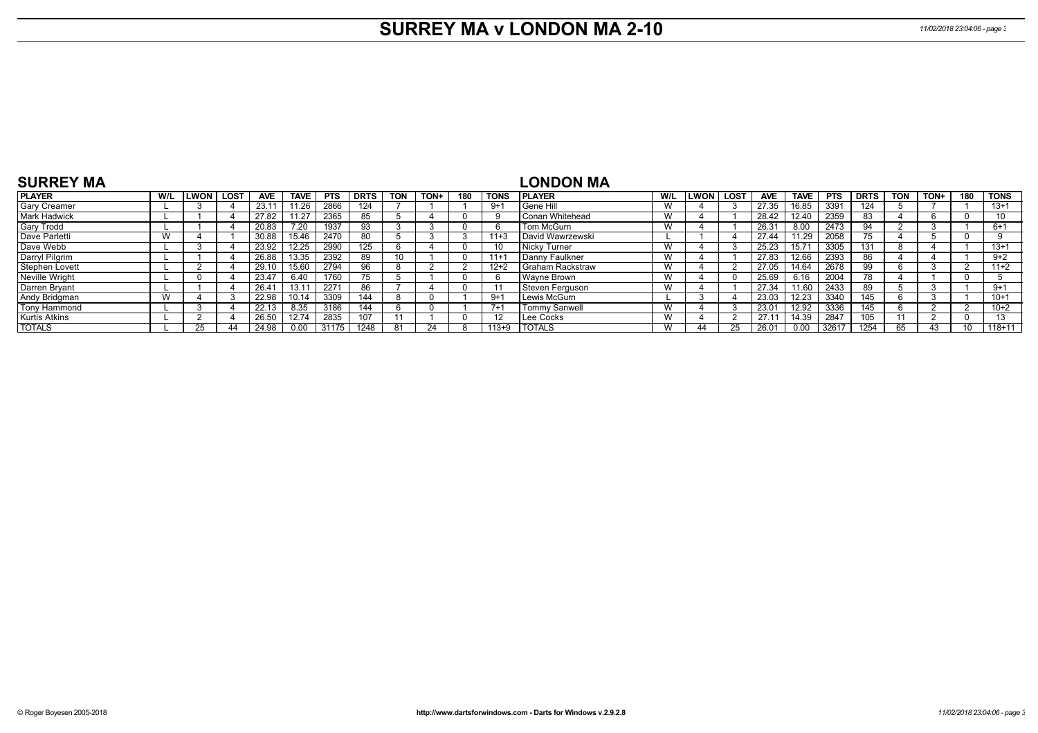# SURREY MA v LONDON MA 2-10

## SURREY MA

| PLAYER | W/L | LWON | LOST | AVE | TAVE | PTS | DRTS | TON | TON+ | 180 | TONS |
|---|---|---|---|---|---|---|---|---|---|---|---|
| Gary Creamer | L | 3 | 4 | 23.11 | 11.26 | 2866 | 124 | 7 | 1 | 1 | 9+1 |
| Mark Hadwick | L | 1 | 4 | 27.82 | 11.27 | 2365 | 85 | 5 | 4 | 0 | 9 |
| Gary Trodd | L | 1 | 4 | 20.83 | 7.20 | 1937 | 93 | 3 | 3 | 0 | 6 |
| Dave Parletti | W | 4 | 1 | 30.88 | 15.46 | 2470 | 80 | 5 | 3 | 3 | 11+3 |
| Dave Webb | L | 3 | 4 | 23.92 | 12.25 | 2990 | 125 | 6 | 4 | 0 | 10 |
| Darryl Pilgrim | L | 1 | 4 | 26.88 | 13.35 | 2392 | 89 | 10 | 1 | 0 | 11+1 |
| Stephen Lovett | L | 2 | 4 | 29.10 | 15.60 | 2794 | 96 | 8 | 2 | 2 | 12+2 |
| Neville Wright | L | 0 | 4 | 23.47 | 6.40 | 1760 | 75 | 5 | 1 | 0 | 6 |
| Darren Bryant | L | 1 | 4 | 26.41 | 13.11 | 2271 | 86 | 7 | 4 | 0 | 11 |
| Andy Bridgman | W | 4 | 3 | 22.98 | 10.14 | 3309 | 144 | 8 | 0 | 1 | 9+1 |
| Tony Hammond | L | 3 | 4 | 22.13 | 8.35 | 3186 | 144 | 6 | 0 | 1 | 7+1 |
| Kurtis Atkins | L | 2 | 4 | 26.50 | 12.74 | 2835 | 107 | 11 | 1 | 0 | 12 |
| TOTALS | L | 25 | 44 | 24.98 | 0.00 | 31175 | 1248 | 81 | 24 | 8 | 113+9 |

## LONDON MA

| PLAYER | W/L | LWON | LOST | AVE | TAVE | PTS | DRTS | TON | TON+ | 180 | TONS |
|---|---|---|---|---|---|---|---|---|---|---|---|
| Gene Hill | W | 4 | 3 | 27.35 | 16.85 | 3391 | 124 | 5 | 7 | 1 | 13+1 |
| Conan Whitehead | W | 4 | 1 | 28.42 | 12.40 | 2359 | 83 | 4 | 6 | 0 | 10 |
| Tom McGurn | W | 4 | 1 | 26.31 | 8.00 | 2473 | 94 | 2 | 3 | 1 | 6+1 |
| David Wawrzewski | L | 1 | 4 | 27.44 | 11.29 | 2058 | 75 | 4 | 5 | 0 | 9 |
| Nicky Turner | W | 4 | 3 | 25.23 | 15.71 | 3305 | 131 | 8 | 4 | 1 | 13+1 |
| Danny Faulkner | W | 4 | 1 | 27.83 | 12.66 | 2393 | 86 | 4 | 4 | 1 | 9+2 |
| Graham Rackstraw | W | 4 | 2 | 27.05 | 14.64 | 2678 | 99 | 6 | 3 | 2 | 11+2 |
| Wayne Brown | W | 4 | 0 | 25.69 | 6.16 | 2004 | 78 | 4 | 1 | 0 | 5 |
| Steven Ferguson | W | 4 | 1 | 27.34 | 11.60 | 2433 | 89 | 5 | 3 | 1 | 9+1 |
| Lewis McGurn | L | 3 | 4 | 23.03 | 12.23 | 3340 | 145 | 6 | 3 | 1 | 10+1 |
| Tommy Sanwell | W | 4 | 3 | 23.01 | 12.92 | 3336 | 145 | 6 | 2 | 2 | 10+2 |
| Lee Cocks | W | 4 | 2 | 27.11 | 14.39 | 2847 | 105 | 11 | 2 | 0 | 13 |
| TOTALS | W | 44 | 25 | 26.01 | 0.00 | 32617 | 1254 | 65 | 43 | 10 | 118+11 |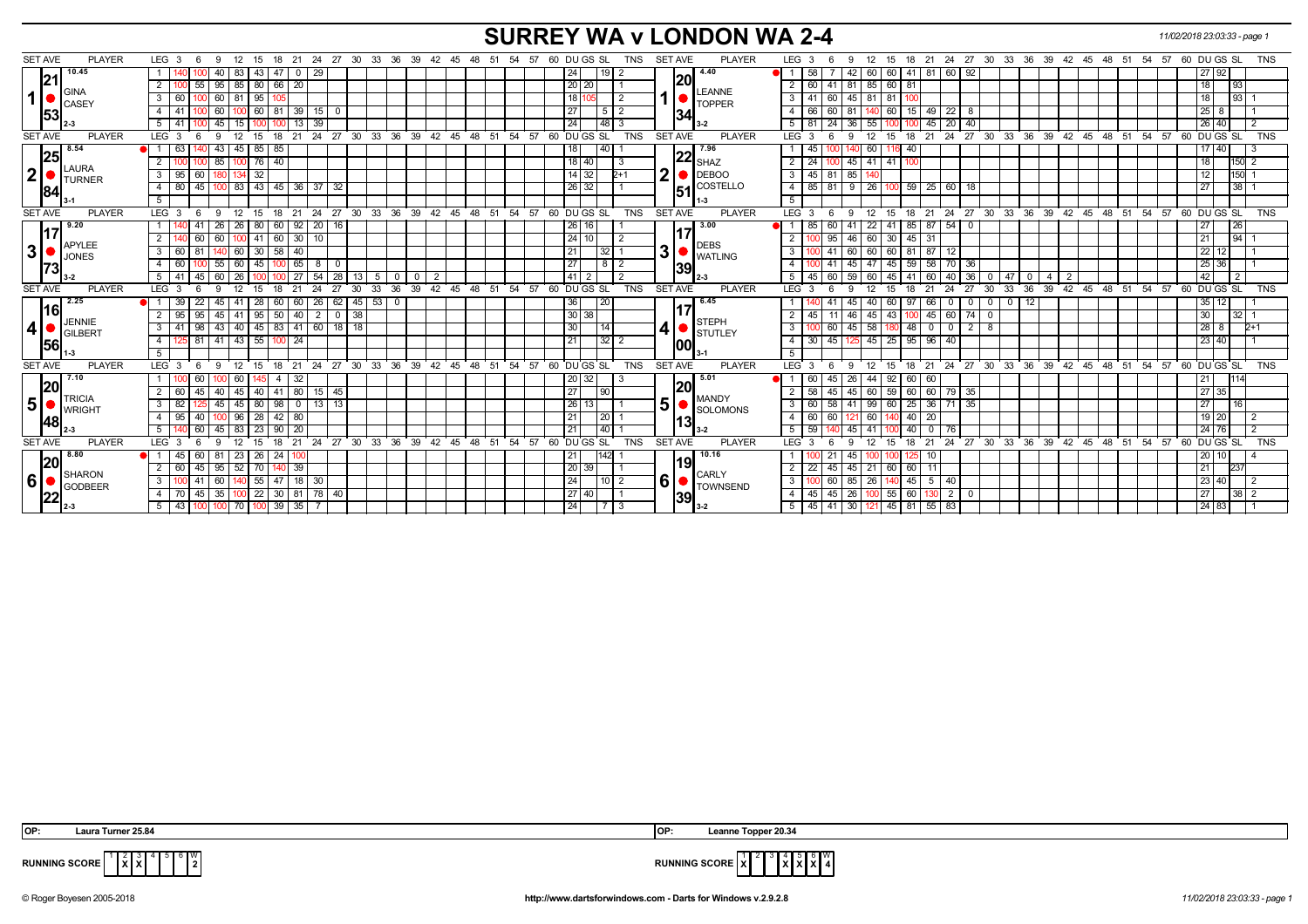# SURREY WA v LONDON WA 2-4

| SET AVE | PLAYER | LEG | 3 | 6 | 9 | 12 | 15 | 18 | 21 | 24 | 27 | 30 | DU | GS | SL | TNS | SET AVE | PLAYER | LEG | 3 | 6 | 9 | 12 | 15 | 18 | 21 | 24 | 27 | 30 | 33 | 36 | 39 | 42 | DU | GS | SL | TNS |
|---|---|---|---|---|---|---|---|---|---|---|---|---|---|---|---|---|---|---|---|---|---|---|---|---|---|---|---|---|---|---|---|---|---|---|---|---|---|
| 10.45 / 21 / 53 | 1 GINA CASEY 2-3 | 1 | 140 | 100 | 40 | 83 | 43 | 47 | 0 | 29 | | | 24 | | 19 | 2 | 4.40 / 20 / 34 | 1 LEANNE TOPPER 3-2 | 1 | 58 | 7 | 42 | 60 | 60 | 41 | 81 | 60 | 92 | | | | | | 27 | 92 | | |
| | | 2 | 100 | 55 | 95 | 85 | 80 | 66 | 20 | | | | 20 | 20 | | 1 | | | 2 | 60 | 41 | 81 | 85 | 60 | 81 | | | | | | | | | 18 | | 93 | |
| | | 3 | 60 | 100 | 60 | 81 | 95 | 105 | | | | | 18 | 105 | | 2 | | | 3 | 41 | 60 | 45 | 81 | 81 | 100 | | | | | | | | | 18 | | 93 | 1 |
| | | 4 | 41 | 100 | 60 | 100 | 60 | 81 | 39 | 15 | 0 | | 27 | | 5 | 2 | | | 4 | 66 | 60 | 81 | 140 | 60 | 15 | 49 | 22 | 8 | | | | | | 25 | 8 | | 1 |
| | | 5 | 41 | 100 | 45 | 15 | 100 | 100 | 13 | 39 | | | 24 | | 48 | 3 | | | 5 | 81 | 24 | 36 | 55 | 100 | 100 | 45 | 20 | 40 | | | | | | 26 | 40 | | 2 |
| 8.54 / 25 / 84 | 2 LAURA TURNER 3-1 | 1 | 63 | 140 | 43 | 45 | 85 | 85 | | | | | 18 | | 40 | 1 | 7.96 / 22 / 51 | 2 SHAZ DEBOO COSTELLO 1-3 | 1 | 45 | 100 | 140 | 60 | 116 | 40 | | | | | | | | | 17 | 40 | | 3 |
| | | 2 | 100 | 100 | 85 | 100 | 76 | 40 | | | | | 18 | 40 | | 3 | | | 2 | 24 | 100 | 45 | 41 | 41 | 100 | | | | | | | | | 18 | | 150 | 2 |
| | | 3 | 95 | 60 | 180 | 134 | 32 | | | | | | 14 | 32 | | 2+1 | | | 3 | 45 | 81 | 85 | 140 | | | | | | | | | | | 12 | | 150 | 1 |
| | | 4 | 80 | 45 | 100 | 83 | 43 | 45 | 36 | 37 | 32 | | 26 | 32 | | 1 | | | 4 | 85 | 81 | 9 | 26 | 100 | 59 | 25 | 60 | 18 | | | | | | 27 | | 38 | 1 |
| | | 5 | | | | | | | | | | | | | | | | | 5 | | | | | | | | | | | | | | | | | | |
| 9.20 / 17 / 73 | 3 APYLEE JONES 3-2 | 1 | 140 | 41 | 26 | 26 | 80 | 60 | 92 | 20 | 16 | | 26 | 16 | | 1 | 3.00 / 17 / 39 | 3 DEBS WATLING 2-3 | 1 | 85 | 60 | 41 | 22 | 41 | 85 | 87 | 54 | 0 | | | | | | 27 | | 26 | |
| | | 2 | 140 | 60 | 60 | 100 | 41 | 60 | 30 | 10 | | | 24 | 10 | | 2 | | | 2 | 100 | 95 | 46 | 60 | 30 | 45 | 31 | | | | | | | | 21 | | 94 | 1 |
| | | 3 | 60 | 81 | 140 | 60 | 30 | 58 | 40 | | | | 21 | | 32 | 1 | | | 3 | 100 | 41 | 60 | 60 | 60 | 81 | 87 | 12 | | | | | | | 22 | 12 | | 1 |
| | | 4 | 60 | 100 | 55 | 60 | 45 | 100 | 65 | 8 | 0 | | 27 | | 8 | 2 | | | 4 | 100 | 41 | 45 | 47 | 45 | 59 | 58 | 70 | 36 | | | | | | 25 | 36 | | 1 |
| | | 5 | 41 | 45 | 60 | 26 | 100 | 100 | 27 | 54 | 28 | 13 5 0 0 2 | 41 | 2 | | 2 | | | 5 | 45 | 60 | 59 | 60 | 45 | 41 | 60 | 40 | 36 | 0 | 47 | 0 | 4 | 2 | 42 | | 2 | |
| 2.25 / 16 / 56 | 4 JENNIE GILBERT 1-3 | 1 | 39 | 22 | 45 | 41 | 28 | 60 | 60 | 26 | 62 | 45 53 0 | 36 | | 20 | | 6.45 / 17 / 00 | 4 STEPH STUTLEY 3-1 | 1 | 140 | 41 | 45 | 40 | 60 | 97 | 66 | 0 | 0 | 0 | 0 | 12 | | | 35 | 12 | | 1 |
| | | 2 | 95 | 95 | 45 | 41 | 95 | 50 | 40 | 2 | 0 | 38 | 30 | 38 | | | | | 2 | 45 | 11 | 46 | 45 | 43 | 100 | 45 | 60 | 74 | 0 | | | | | 30 | | 32 | 1 |
| | | 3 | 41 | 98 | 43 | 40 | 45 | 83 | 41 | 60 | 18 | 18 | 30 | | 14 | | | | 3 | 100 | 60 | 45 | 58 | 180 | 48 | 0 | 0 | 2 | 8 | | | | | 28 | 8 | | 2+1 |
| | | 4 | 125 | 81 | 41 | 43 | 55 | 100 | 24 | | | | 21 | | 32 | 2 | | | 4 | 30 | 45 | 125 | 45 | 25 | 95 | 96 | 40 | | | | | | | 23 | 40 | | 1 |
| | | 5 | | | | | | | | | | | | | | | | | 5 | | | | | | | | | | | | | | | | | | |
| 7.10 / 20 / 48 | 5 TRICIA WRIGHT 2-3 | 1 | 100 | 60 | 100 | 60 | 145 | 4 | 32 | | | | 20 | 32 | | 3 | 5.01 / 20 / 13 | 5 MANDY SOLOMONS 3-2 | 1 | 60 | 45 | 26 | 44 | 92 | 60 | 60 | | | | | | | | 21 | | 114 | |
| | | 2 | 60 | 45 | 40 | 45 | 40 | 41 | 80 | 15 | 45 | | 27 | | 90 | | | | 2 | 58 | 45 | 45 | 60 | 59 | 60 | 60 | 79 | 35 | | | | | | 27 | 35 | | |
| | | 3 | 82 | 125 | 45 | 45 | 80 | 98 | 0 | 13 | 13 | | 26 | 13 | | 1 | | | 3 | 60 | 58 | 41 | 99 | 60 | 25 | 36 | 71 | 35 | | | | | | 27 | | 16 | |
| | | 4 | 95 | 40 | 100 | 96 | 28 | 42 | 80 | | | | 21 | | 20 | 1 | | | 4 | 60 | 60 | 121 | 60 | 140 | 40 | 20 | | | | | | | | 19 | 20 | | 2 |
| | | 5 | 140 | 60 | 45 | 83 | 23 | 90 | 20 | | | | 21 | | 40 | 1 | | | 5 | 59 | 140 | 45 | 41 | 100 | 40 | 0 | 76 | | | | | | | 24 | 76 | | 2 |
| 8.80 / 20 / 22 | 6 SHARON GODBEER 2-3 | 1 | 45 | 60 | 81 | 23 | 26 | 24 | 100 | | | | 21 | | 142 | 1 | 10.16 / 19 / 39 | 6 CARLY TOWNSEND 3-2 | 1 | 100 | 21 | 45 | 100 | 100 | 125 | 10 | | | | | | | | 20 | 10 | | 4 |
| | | 2 | 60 | 45 | 95 | 52 | 70 | 140 | 39 | | | | 20 | 39 | | 1 | | | 2 | 22 | 45 | 45 | 21 | 60 | 60 | 11 | | | | | | | | 21 | | 237 | |
| | | 3 | 100 | 41 | 60 | 140 | 55 | 47 | 18 | 30 | | | 24 | | 10 | 2 | | | 3 | 100 | 60 | 85 | 26 | 140 | 45 | 5 | 40 | | | | | | | 23 | 40 | | 2 |
| | | 4 | 70 | 45 | 35 | 100 | 22 | 30 | 81 | 78 | 40 | | 27 | 40 | | 1 | | | 4 | 45 | 45 | 26 | 100 | 55 | 60 | 130 | 2 | 0 | | | | | | 27 | | 38 | 2 |
| | | 5 | 43 | 100 | 100 | 70 | 100 | 39 | 35 | 7 | | | 24 | | 7 | 3 | | | 5 | 45 | 41 | 30 | 121 | 45 | 81 | 55 | 83 | | | | | | | 24 | 83 | | 1 |

OP: Laura Turner 25.84 | OP: Leanne Topper 20.34

RUNNING SCORE (Surrey): X X — W 2

RUNNING SCORE (London): X — X X X X — W 4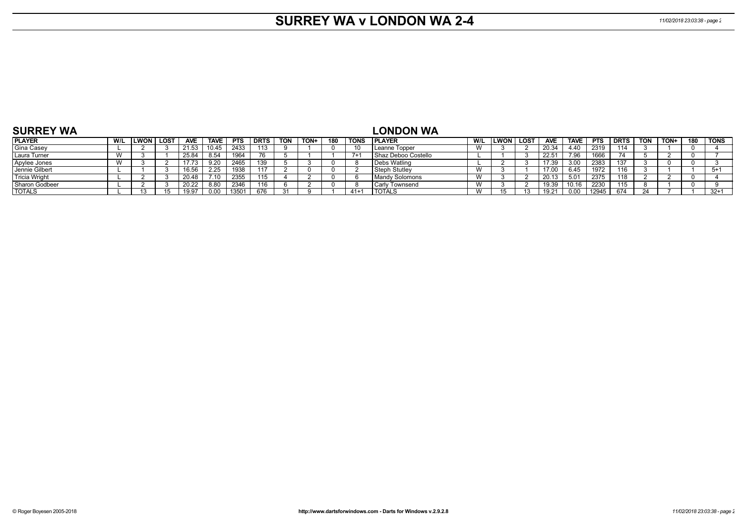# SURREY WA v LONDON WA 2-4

## SURREY WA

| PLAYER | W/L | LWON | LOST | AVE | TAVE | PTS | DRTS | TON | TON+ | 180 | TONS |
|---|---|---|---|---|---|---|---|---|---|---|---|
| Gina Casey | L | 2 | 3 | 21.53 | 10.45 | 2433 | 113 | 9 | 1 | 0 | 10 |
| Laura Turner | W | 3 | 1 | 25.84 | 8.54 | 1964 | 76 | 5 | 1 | 1 | 7+1 |
| Apylee Jones | W | 3 | 2 | 17.73 | 9.20 | 2465 | 139 | 5 | 3 | 0 | 8 |
| Jennie Gilbert | L | 1 | 3 | 16.56 | 2.25 | 1938 | 117 | 2 | 0 | 0 | 2 |
| Tricia Wright | L | 2 | 3 | 20.48 | 7.10 | 2355 | 115 | 4 | 2 | 0 | 6 |
| Sharon Godbeer | L | 2 | 3 | 20.22 | 8.80 | 2346 | 116 | 6 | 2 | 0 | 8 |
| TOTALS | L | 13 | 15 | 19.97 | 0.00 | 13501 | 676 | 31 | 9 | 1 | 41+1 |

## LONDON WA

| PLAYER | W/L | LWON | LOST | AVE | TAVE | PTS | DRTS | TON | TON+ | 180 | TONS |
|---|---|---|---|---|---|---|---|---|---|---|---|
| Leanne Topper | W | 3 | 2 | 20.34 | 4.40 | 2319 | 114 | 3 | 1 | 0 | 4 |
| Shaz Deboo Costello | L | 1 | 3 | 22.51 | 7.96 | 1666 | 74 | 5 | 2 | 0 | 7 |
| Debs Watling | L | 2 | 3 | 17.39 | 3.00 | 2383 | 137 | 3 | 0 | 0 | 3 |
| Steph Stutley | W | 3 | 1 | 17.00 | 6.45 | 1972 | 116 | 3 | 1 | 1 | 5+1 |
| Mandy Solomons | W | 3 | 2 | 20.13 | 5.01 | 2375 | 118 | 2 | 2 | 0 | 4 |
| Carly Townsend | W | 3 | 2 | 19.39 | 10.16 | 2230 | 115 | 8 | 1 | 0 | 9 |
| TOTALS | W | 15 | 13 | 19.21 | 0.00 | 12945 | 674 | 24 | 7 | 1 | 32+1 |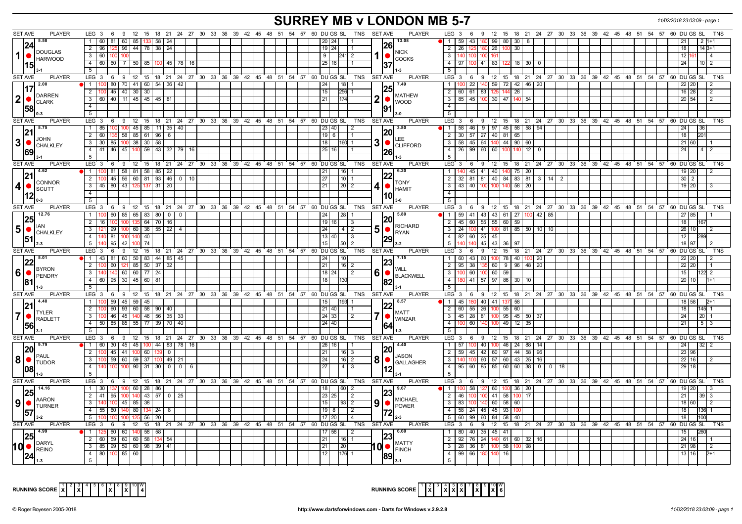# SURREY MB v LONDON MB 5-7

11/02/2018 23:03:09 - page 1

| SET AVE | PLAYER | LEG | 3 | 6 | 9 | 12 | 15 | 18 | 21 | 24 | 27 | 30 | DU | GS | SL | TNS | SET AVE | PLAYER | LEG | 3 | 6 | 9 | 12 | 15 | 18 | 21 | 24 | 27 | 30 | DU | GS | SL | TNS |
|---|---|---|---|---|---|---|---|---|---|---|---|---|---|---|---|---|---|---|---|---|---|---|---|---|---|---|---|---|---|---|---|---|---|
| 5.58 / 24.15 | 1 DOUGLAS HARWOOD 3-1 | 1 | 60 | 81 | 60 | 85 | 133 | 58 | 24 | | | | 20 | 24 | | 1 | 13.08 / 26.37 | 1 NICK COCKS 1-3 | 1 | 59 | 43 | 180 | 99 | 80 | 30 | 8 | | | | 21 | | 2 | 1+1 |
| | | 2 | 96 | 125 | 96 | 44 | 78 | 38 | 24 | | | | 19 | 24 | | 1 | | | 2 | 26 | 125 | 180 | 26 | 100 | 30 | | | | | 18 | | 14 | 3+1 |
| | | 3 | 60 | 100 | 100 | | | | | | | | 9 | | 241 | 2 | | | 3 | 140 | 100 | 100 | 161 | | | | | | | 12 | 161 | | 4 |
| | | 4 | 60 | 60 | 7 | 50 | 85 | 100 | 45 | 78 | 16 | | 25 | 16 | | 1 | | | 4 | 97 | 100 | 41 | 83 | 122 | 18 | 30 | 0 | | | 24 | | 10 | 2 |
| 2.00 / 17.58 | 2 DARREN CLARK 0-3 | 1 | 100 | 80 | 70 | 41 | 60 | 54 | 36 | 42 | | | 24 | | 18 | 1 | 7.49 / 25.91 | 2 MATHEW WOOD 3-0 | 1 | 100 | 22 | 140 | 59 | 72 | 42 | 46 | 20 | | | 22 | 20 | | 2 |
| | | 2 | 100 | 45 | 40 | 30 | 30 | | | | | | 15 | | 256 | 1 | | | 2 | 60 | 61 | 83 | 125 | 144 | 28 | | | | | 16 | 28 | | 2 |
| | | 3 | 60 | 40 | 11 | 45 | 45 | 45 | 81 | | | | 21 | | 174 | | | | 3 | 85 | 45 | 100 | 30 | 47 | 140 | 54 | | | | 20 | 54 | | 2 |
| 5.75 / 21.69 | 3 JOHN CHALKLEY 3-1 | 1 | 85 | 100 | 100 | 45 | 85 | 11 | 35 | 40 | | | 23 | 40 | | 2 | 3.80 / 20.26 | 3 LEE CLIFFORD 1-3 | 1 | 58 | 46 | 9 | 97 | 45 | 58 | 58 | 94 | | | 24 | | 36 | |
| | | 2 | 60 | 135 | 58 | 85 | 61 | 96 | 6 | | | | 19 | 6 | | 1 | | | 2 | 30 | 57 | 27 | 40 | 81 | 65 | | | | | 18 | | 201 | |
| | | 3 | 30 | 85 | 100 | 38 | 30 | 58 | | | | | 18 | | 160 | 1 | | | 3 | 58 | 45 | 64 | 140 | 44 | 90 | 60 | | | | 21 | 60 | | 1 |
| | | 4 | 41 | 46 | 45 | 140 | 59 | 43 | 32 | 79 | 16 | | 25 | 16 | | 1 | | | 4 | 26 | 99 | 60 | 60 | 100 | 140 | 12 | 0 | | | 24 | | 4 | 2 |
| 4.62 / 21.12 | 4 CONNOR SCUTT 0-3 | 1 | 100 | 81 | 58 | 81 | 58 | 85 | 22 | | | | 21 | | 16 | 1 | 6.20 / 22.10 | 4 TONY HAMIT 3-0 | 1 | 140 | 45 | 41 | 40 | 140 | 75 | 20 | | | | 19 | 20 | | 2 |
| | | 2 | 100 | 45 | 56 | 60 | 81 | 93 | 46 | 0 | 10 | | 27 | | 10 | 1 | | | 2 | 32 | 81 | 81 | 40 | 84 | 83 | 81 | 3 | 14 | 2 | 30 | 2 | | |
| | | 3 | 45 | 80 | 43 | 125 | 137 | 31 | 20 | | | | 21 | | 20 | 2 | | | 3 | 43 | 40 | 100 | 100 | 140 | 58 | 20 | | | | 19 | 20 | | 3 |
| 12.76 / 25.51 | 5 IAN CHALKLEY 2-3 | 1 | 100 | 60 | 85 | 65 | 83 | 80 | 0 | 0 | | | 24 | | 28 | 1 | 5.80 / 20.29 | 5 RICHARD RYAN 3-2 | 1 | 59 | 41 | 43 | 43 | 61 | 27 | 100 | 42 | 85 | | 27 | 85 | | 1 |
| | | 2 | 16 | 100 | 100 | 135 | 64 | 70 | 16 | | | | 19 | 16 | | 3 | | | 2 | 45 | 60 | 55 | 55 | 60 | 59 | | | | | 18 | | 167 | |
| | | 3 | 121 | 99 | 100 | 60 | 36 | 55 | 22 | 4 | | | 24 | | 4 | 2 | | | 3 | 24 | 100 | 41 | 100 | 81 | 85 | 50 | 10 | 10 | | 26 | 10 | | 2 |
| | | 4 | 140 | 81 | 100 | 140 | 40 | | | | | | 13 | 40 | | 3 | | | 4 | 82 | 60 | 25 | 45 | | | | | | | 12 | | 289 | |
| | | 5 | 140 | 95 | 42 | 100 | 74 | | | | | | 15 | | 50 | 2 | | | 5 | 140 | 140 | 45 | 43 | 36 | 97 | | | | | 18 | 97 | | 2 |
| 5.01 / 22.81 | 6 BYRON PENDRY 1-3 | 1 | 43 | 81 | 60 | 50 | 83 | 44 | 85 | 45 | | | 24 | | 10 | | 7.15 / 23.82 | 6 WILL BLACKWELL 3-1 | 1 | 60 | 43 | 60 | 100 | 78 | 40 | 100 | 20 | | | 22 | 20 | | 2 |
| | | 2 | 100 | 60 | 121 | 85 | 50 | 37 | 32 | | | | 21 | | 16 | 2 | | | 2 | 95 | 38 | 135 | 60 | 9 | 96 | 48 | 20 | | | 22 | 20 | | 1 |
| | | 3 | 140 | 140 | 60 | 60 | 77 | 24 | | | | | 18 | 24 | | 2 | | | 3 | 100 | 60 | 100 | 60 | 59 | | | | | | 15 | | 122 | 2 |
| | | 4 | 60 | 95 | 30 | 45 | 60 | 81 | | | | | 18 | | 130 | | | | 4 | 180 | 41 | 57 | 97 | 86 | 30 | 10 | | | | 20 | 10 | | 1+1 |
| 4.40 / 21.56 | 7 TYLER RADLETT 3-1 | 1 | 100 | 59 | 45 | 59 | 45 | | | | | | 15 | | 193 | 1 | 8.57 / 22.64 | 7 MATT WINZAR 1-3 | 1 | 45 | 180 | 40 | 41 | 137 | 58 | | | | | 18 | 58 | | 2+1 |
| | | 2 | 100 | 60 | 93 | 60 | 58 | 90 | 40 | | | | 21 | 40 | | 1 | | | 2 | 60 | 55 | 26 | 100 | 55 | 60 | | | | | 18 | | 145 | 1 |
| | | 3 | 100 | 46 | 45 | 140 | 46 | 56 | 35 | 33 | | | 24 | 33 | | 2 | | | 3 | 45 | 28 | 81 | 100 | 95 | 45 | 50 | 37 | | | 24 | | 20 | 1 |
| | | 4 | 50 | 85 | 85 | 55 | 77 | 39 | 70 | 40 | | | 24 | 40 | | | | | 4 | 100 | 60 | 140 | 100 | 49 | 12 | 35 | | | | 21 | | 5 | 3 |
| 9.79 / 20.08 | 8 PAUL TUDOR 1-3 | 1 | 60 | 30 | 45 | 45 | 100 | 44 | 83 | 78 | 16 | | 26 | 16 | | 1 | 4.40 / 20.12 | 8 JASON GALLAGHER 3-1 | 1 | 57 | 100 | 40 | 100 | 46 | 24 | 88 | 14 | | | 24 | | 32 | 2 |
| | | 2 | 100 | 45 | 41 | 100 | 60 | 139 | 0 | | | | 21 | | 16 | 3 | | | 2 | 59 | 45 | 42 | 60 | 97 | 44 | 58 | 96 | | | 23 | 96 | | |
| | | 3 | 100 | 59 | 60 | 59 | 37 | 100 | 49 | 21 | | | 24 | | 16 | 2 | | | 3 | 140 | 100 | 60 | 57 | 60 | 43 | 25 | 16 | | | 22 | 16 | | 2 |
| | | 4 | 140 | 100 | 100 | 90 | 31 | 30 | 0 | 0 | 6 | | 27 | | 4 | 3 | | | 4 | 95 | 60 | 85 | 85 | 60 | 60 | 38 | 0 | 0 | 18 | 29 | 18 | | |
| 14.16 / 25.57 | 9 AARON TURNER 3-2 | 1 | 30 | 137 | 100 | 60 | 28 | 86 | | | | | 18 | | 60 | 2 | 9.67 / 23.72 | 9 MICHAEL POWER 2-3 | 1 | 100 | 58 | 127 | 60 | 100 | 36 | 20 | | | | 19 | 20 | | 3 |
| | | 2 | 41 | 95 | 100 | 140 | 43 | 57 | 0 | 25 | | | 23 | 25 | | 2 | | | 2 | 46 | 100 | 100 | 41 | 58 | 100 | 17 | | | | 21 | | 39 | 3 |
| | | 3 | 140 | 100 | 45 | 85 | 38 | | | | | | 15 | | 93 | 2 | | | 3 | 83 | 100 | 140 | 60 | 58 | 60 | | | | | 18 | 60 | | 2 |
| | | 4 | 55 | 60 | 140 | 80 | 134 | 24 | 8 | | | | 19 | 8 | | 2 | | | 4 | 58 | 24 | 45 | 45 | 93 | 100 | | | | | 18 | | 136 | 1 |
| | | 5 | 100 | 100 | 100 | 125 | 56 | 20 | | | | | 17 | 20 | | 4 | | | 5 | 60 | 99 | 60 | 84 | 58 | 40 | | | | | 18 | | 100 | |
| 4.99 / 25.24 | 10 DARYL REINO 1-3 | 1 | 125 | 60 | 60 | 140 | 58 | 58 | | | | | 17 | 58 | | 2 | 6.60 / 23.89 | 10 MATTY FINCH 3-1 | 1 | 80 | 40 | 35 | 45 | 41 | | | | | | 15 | | 260 | |
| | | 2 | 60 | 59 | 60 | 60 | 58 | 134 | 54 | | | | 21 | | 16 | 1 | | | 2 | 92 | 76 | 24 | 140 | 61 | 60 | 32 | 16 | | | 24 | 16 | | 1 |
| | | 3 | 85 | 99 | 59 | 60 | 98 | 39 | 41 | | | | 21 | | 20 | | | | 3 | 28 | 36 | 81 | 100 | 58 | 100 | 98 | | | | 21 | 98 | | 2 |
| | | 4 | 80 | 100 | 85 | 60 | | | | | | | 12 | | 176 | 1 | | | 4 | 99 | 66 | 180 | 140 | 16 | | | | | | 13 | 16 | | 2+1 |

RUNNING SCORE (Surrey MB): 1 X, 3 X, 7 X, 9 X — W: 4

RUNNING SCORE (London MB): 2 X, 4 X, 5 X, 6 X, 8 X, 10 X — W: 6

© Roger Boyesen 2005-2018 http://www.dartsforwindows.com - Darts for Windows v.2.9.2.8 11/02/2018 23:03:09 - page 1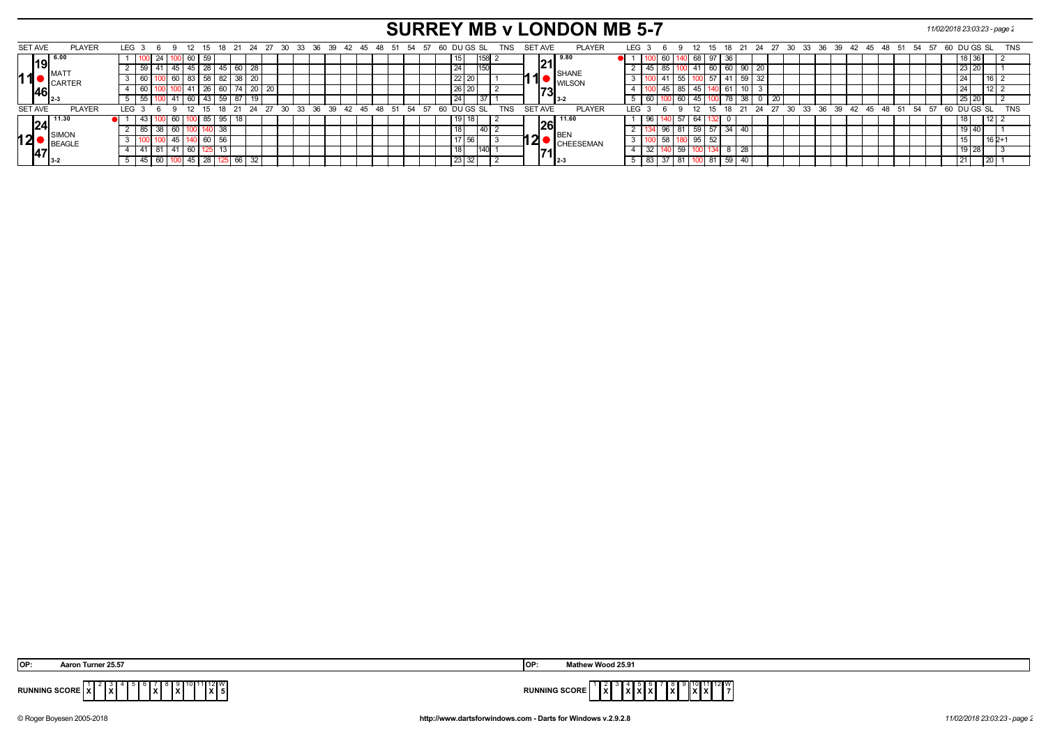# SURREY MB v LONDON MB 5-7

*11/02/2018 23:03:23 - page 2*

| SET AVE | PLAYER | LEG | 3 | 6 | 9 | 12 | 15 | 18 | 21 | 24 | 27 | DU | GS | SL | TNS | SET AVE | PLAYER | LEG | 3 | 6 | 9 | 12 | 15 | 18 | 21 | 24 | 27 | DU | GS | SL | TNS |
|---|---|---|---|---|---|---|---|---|---|---|---|---|---|---|---|---|---|---|---|---|---|---|---|---|---|---|---|---|---|---|---|
| 11 19 46 | 6.00 MATT CARTER 2-3 | 1 | 100 | 24 | 100 | 60 | 59 | | | | | 15 | | 158 | 2 | 11 21 73 | 9.80 SHANE WILSON 3-2 | 1 | 100 | 60 | 140 | 68 | 97 | 36 | | | | 18 | 36 | | 2 |
| | | 2 | 59 | 41 | 45 | 45 | 28 | 45 | 60 | 28 | | 24 | | 150 | | | | 2 | 45 | 85 | 100 | 41 | 60 | 60 | 90 | 20 | | 23 | 20 | | 1 |
| | | 3 | 60 | 100 | 60 | 83 | 58 | 82 | 38 | 20 | | 22 | 20 | | 1 | | | 3 | 100 | 41 | 55 | 100 | 57 | 41 | 59 | 32 | | 24 | | 16 | 2 |
| | | 4 | 60 | 100 | 100 | 41 | 26 | 60 | 74 | 20 | 20 | 26 | 20 | | 2 | | | 4 | 100 | 45 | 85 | 45 | 140 | 61 | 10 | 3 | | 24 | | 12 | 2 |
| | | 5 | 55 | 100 | 41 | 60 | 43 | 59 | 87 | 19 | | 24 | | 37 | 1 | | | 5 | 60 | 100 | 60 | 45 | 100 | 78 | 38 | 0 | 20 | 25 | 20 | | 2 |
| 12 24 47 | 11.30 SIMON BEAGLE 3-2 | 1 | 43 | 100 | 60 | 100 | 85 | 95 | 18 | | | 19 | 18 | | 2 | 12 26 71 | 11.60 BEN CHEESEMAN 2-3 | 1 | 96 | 140 | 57 | 64 | 132 | 0 | | | | 18 | | 12 | 2 |
| | | 2 | 85 | 38 | 60 | 100 | 140 | 38 | | | | 18 | | 40 | 2 | | | 2 | 134 | 96 | 81 | 59 | 57 | 34 | 40 | | | 19 | 40 | | 1 |
| | | 3 | 100 | 100 | 45 | 140 | 60 | 56 | | | | 17 | 56 | | 3 | | | 3 | 100 | 58 | 180 | 95 | 52 | | | | | 15 | | 16 | 2+1 |
| | | 4 | 41 | 81 | 41 | 60 | 125 | 13 | | | | 18 | | 140 | 1 | | | 4 | 32 | 140 | 59 | 100 | 134 | 8 | 28 | | | 19 | 28 | | 3 |
| | | 5 | 45 | 60 | 100 | 45 | 28 | 125 | 66 | 32 | | 23 | 32 | | 2 | | | 5 | 83 | 37 | 81 | 100 | 81 | 59 | 40 | | | 21 | | 20 | 1 |

OP: Aaron Turner 25.57

| RUNNING SCORE | 1 | 2 | 3 | 4 | 5 | 6 | 7 | 8 | 9 | 10 | 11 | 12 | W |
|---|---|---|---|---|---|---|---|---|---|---|---|---|---|
| | X | | X | | | | X | | X | | | X | 5 |

OP: Mathew Wood 25.91

| RUNNING SCORE | 1 | 2 | 3 | 4 | 5 | 6 | 7 | 8 | 9 | 10 | 11 | 12 | W |
|---|---|---|---|---|---|---|---|---|---|---|---|---|---|
| | | X | | X | X | X | | X | | X | X | | 7 |

© Roger Boyesen 2005-2018 http://www.dartsforwindows.com - Darts for Windows v.2.9.2.8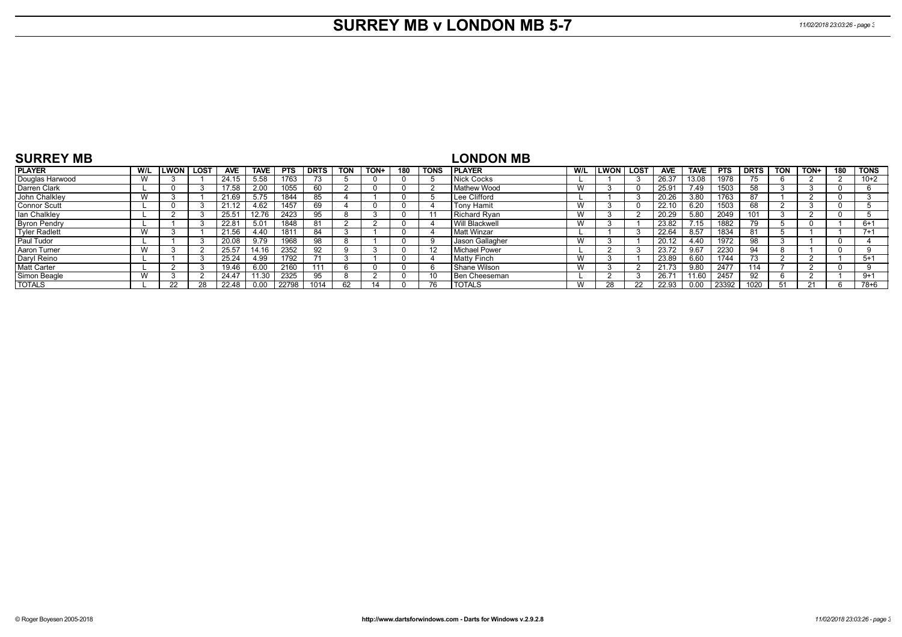# SURREY MB v LONDON MB 5-7

## SURREY MB

| PLAYER | W/L | LWON | LOST | AVE | TAVE | PTS | DRTS | TON | TON+ | 180 | TONS |
|---|---|---|---|---|---|---|---|---|---|---|---|
| Douglas Harwood | W | 3 | 1 | 24.15 | 5.58 | 1763 | 73 | 5 | 0 | 0 | 5 |
| Darren Clark | L | 0 | 3 | 17.58 | 2.00 | 1055 | 60 | 2 | 0 | 0 | 2 |
| John Chalkley | W | 3 | 1 | 21.69 | 5.75 | 1844 | 85 | 4 | 1 | 0 | 5 |
| Connor Scutt | L | 0 | 3 | 21.12 | 4.62 | 1457 | 69 | 4 | 0 | 0 | 4 |
| Ian Chalkley | L | 2 | 3 | 25.51 | 12.76 | 2423 | 95 | 8 | 3 | 0 | 11 |
| Byron Pendry | L | 1 | 3 | 22.81 | 5.01 | 1848 | 81 | 2 | 2 | 0 | 4 |
| Tyler Radlett | W | 3 | 1 | 21.56 | 4.40 | 1811 | 84 | 3 | 1 | 0 | 4 |
| Paul Tudor | L | 1 | 3 | 20.08 | 9.79 | 1968 | 98 | 8 | 1 | 0 | 9 |
| Aaron Turner | W | 3 | 2 | 25.57 | 14.16 | 2352 | 92 | 9 | 3 | 0 | 12 |
| Daryl Reino | L | 1 | 3 | 25.24 | 4.99 | 1792 | 71 | 3 | 1 | 0 | 4 |
| Matt Carter | L | 2 | 3 | 19.46 | 6.00 | 2160 | 111 | 6 | 0 | 0 | 6 |
| Simon Beagle | W | 3 | 2 | 24.47 | 11.30 | 2325 | 95 | 8 | 2 | 0 | 10 |
| TOTALS | L | 22 | 28 | 22.48 | 0.00 | 22798 | 1014 | 62 | 14 | 0 | 76 |

## LONDON MB

| PLAYER | W/L | LWON | LOST | AVE | TAVE | PTS | DRTS | TON | TON+ | 180 | TONS |
|---|---|---|---|---|---|---|---|---|---|---|---|
| Nick Cocks | L | 1 | 3 | 26.37 | 13.08 | 1978 | 75 | 6 | 2 | 2 | 10+2 |
| Mathew Wood | W | 3 | 0 | 25.91 | 7.49 | 1503 | 58 | 3 | 3 | 0 | 6 |
| Lee Clifford | L | 1 | 3 | 20.26 | 3.80 | 1763 | 87 | 1 | 2 | 0 | 3 |
| Tony Hamit | W | 3 | 0 | 22.10 | 6.20 | 1503 | 68 | 2 | 3 | 0 | 5 |
| Richard Ryan | W | 3 | 2 | 20.29 | 5.80 | 2049 | 101 | 3 | 2 | 0 | 5 |
| Will Blackwell | W | 3 | 1 | 23.82 | 7.15 | 1882 | 79 | 5 | 0 | 1 | 6+1 |
| Matt Winzar | L | 1 | 3 | 22.64 | 8.57 | 1834 | 81 | 5 | 1 | 1 | 7+1 |
| Jason Gallagher | W | 3 | 1 | 20.12 | 4.40 | 1972 | 98 | 3 | 1 | 0 | 4 |
| Michael Power | L | 2 | 3 | 23.72 | 9.67 | 2230 | 94 | 8 | 1 | 0 | 9 |
| Matty Finch | W | 3 | 1 | 23.89 | 6.60 | 1744 | 73 | 2 | 2 | 1 | 5+1 |
| Shane Wilson | W | 3 | 2 | 21.73 | 9.80 | 2477 | 114 | 7 | 2 | 0 | 9 |
| Ben Cheeseman | L | 2 | 3 | 26.71 | 11.60 | 2457 | 92 | 6 | 2 | 1 | 9+1 |
| TOTALS | W | 28 | 22 | 22.93 | 0.00 | 23392 | 1020 | 51 | 21 | 6 | 78+6 |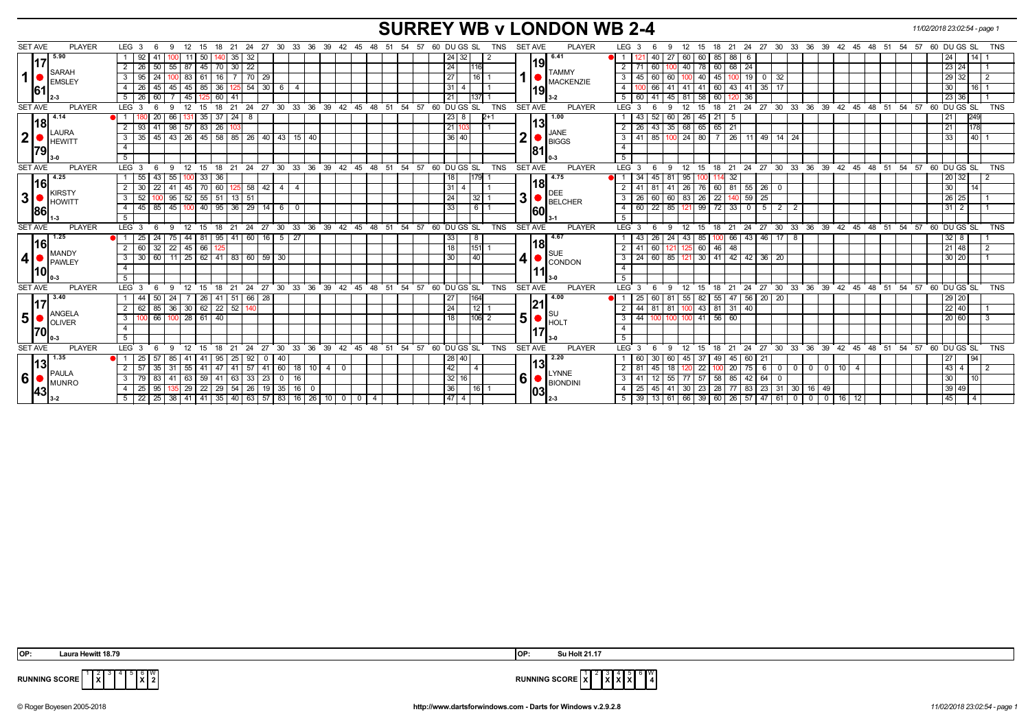# SURREY WB v LONDON WB 2-4

### Set 1

| SET AVE | PLAYER | LEG | 3 | 6 | 9 | 12 | 15 | 18 | 21 | 24 | 27 | 30 | 33 | 36 | 39 | 42 | 45 | 48 | 51 | 54 | 57 | 60 | DU | GS | SL | TNS |
|---|---|---|---|---|---|---|---|---|---|---|---|---|---|---|---|---|---|---|---|---|---|---|---|---|---|---|
| 5.90 | 1 SARAH EMSLEY | 1 | 92 | 41 | 100 | 11 | 50 | 140 | 35 | 32 | | | | | | | | | | | | | 24 | 32 | | 2 |
| 17.61 | | 2 | 26 | 50 | 55 | 87 | 45 | 70 | 30 | 22 | | | | | | | | | | | | | 24 | | 116 | |
| | | 3 | 95 | 24 | 100 | 83 | 61 | 16 | 7 | 70 | 29 | | | | | | | | | | | | 27 | | 16 | 1 |
| | | 4 | 26 | 45 | 45 | 45 | 85 | 36 | 125 | 54 | 30 | 6 | 4 | | | | | | | | | | 31 | 4 | | 1 |
| | 2-3 | 5 | 26 | 60 | 7 | 45 | 125 | 60 | 41 | | | | | | | | | | | | | | 21 | | 137 | 1 |

| SET AVE | PLAYER | LEG | 3 | 6 | 9 | 12 | 15 | 18 | 21 | 24 | 27 | 30 | 33 | 36 | 39 | 42 | 45 | 48 | 51 | 54 | 57 | 60 | DU | GS | SL | TNS |
|---|---|---|---|---|---|---|---|---|---|---|---|---|---|---|---|---|---|---|---|---|---|---|---|---|---|---|
| 6.41 | 1 TAMMY MACKENZIE | 1 | 121 | 40 | 27 | 60 | 60 | 85 | 88 | 6 | | | | | | | | | | | | | 24 | | 14 | 1 |
| 19.19 | | 2 | 71 | 60 | 100 | 40 | 78 | 60 | 68 | 24 | | | | | | | | | | | | | 23 | 24 | | 1 |
| | | 3 | 45 | 60 | 60 | 100 | 40 | 45 | 100 | 19 | 0 | 32 | | | | | | | | | | | 29 | 32 | | 2 |
| | | 4 | 100 | 66 | 41 | 41 | 41 | 60 | 43 | 41 | 35 | 17 | | | | | | | | | | | 30 | | 16 | 1 |
| | 3-2 | 5 | 60 | 41 | 45 | 81 | 58 | 60 | 120 | 36 | | | | | | | | | | | | | 23 | 36 | | 1 |

### Set 2

| SET AVE | PLAYER | LEG | 3 | 6 | 9 | 12 | 15 | 18 | 21 | 24 | 27 | 30 | 33 | 36 | 39 | 42 | 45 | 48 | 51 | 54 | 57 | 60 | DU | GS | SL | TNS |
|---|---|---|---|---|---|---|---|---|---|---|---|---|---|---|---|---|---|---|---|---|---|---|---|---|---|---|
| 4.14 | 2 LAURA HEWITT | 1 | 180 | 20 | 66 | 131 | 35 | 37 | 24 | 8 | | | | | | | | | | | | | 23 | 8 | | 2+1 |
| 18.79 | | 2 | 93 | 41 | 98 | 57 | 83 | 26 | 103 | | | | | | | | | | | | | | 21 | 103 | | 1 |
| | | 3 | 35 | 45 | 43 | 26 | 45 | 58 | 85 | 26 | 40 | 43 | 15 | 40 | | | | | | | | | 36 | 40 | | |
| | | 4 | | | | | | | | | | | | | | | | | | | | | | | | |
| | 3-0 | 5 | | | | | | | | | | | | | | | | | | | | | | | | |

| SET AVE | PLAYER | LEG | 3 | 6 | 9 | 12 | 15 | 18 | 21 | 24 | 27 | 30 | 33 | 36 | 39 | 42 | 45 | 48 | 51 | 54 | 57 | 60 | DU | GS | SL | TNS |
|---|---|---|---|---|---|---|---|---|---|---|---|---|---|---|---|---|---|---|---|---|---|---|---|---|---|---|
| 1.00 | 2 JANE BIGGS | 1 | 43 | 52 | 60 | 26 | 45 | 21 | 5 | | | | | | | | | | | | | | 21 | | 249 | |
| 13.81 | | 2 | 26 | 43 | 35 | 68 | 65 | 65 | 21 | | | | | | | | | | | | | | 21 | | 178 | |
| | | 3 | 41 | 85 | 100 | 24 | 80 | 7 | 26 | 11 | 49 | 14 | 24 | | | | | | | | | | 33 | | 40 | 1 |
| | | 4 | | | | | | | | | | | | | | | | | | | | | | | | |
| | 0-3 | 5 | | | | | | | | | | | | | | | | | | | | | | | | |

### Set 3

| SET AVE | PLAYER | LEG | 3 | 6 | 9 | 12 | 15 | 18 | 21 | 24 | 27 | 30 | 33 | 36 | 39 | 42 | 45 | 48 | 51 | 54 | 57 | 60 | DU | GS | SL | TNS |
|---|---|---|---|---|---|---|---|---|---|---|---|---|---|---|---|---|---|---|---|---|---|---|---|---|---|---|
| 4.25 | 3 KIRSTY HOWITT | 1 | 55 | 43 | 55 | 100 | 33 | 36 | | | | | | | | | | | | | | | 18 | | 179 | 1 |
| 16.86 | | 2 | 30 | 22 | 41 | 45 | 70 | 60 | 125 | 58 | 42 | 4 | 4 | | | | | | | | | | 31 | 4 | | 1 |
| | | 3 | 52 | 100 | 95 | 52 | 55 | 51 | 13 | 51 | | | | | | | | | | | | | 24 | | 32 | 1 |
| | | 4 | 45 | 85 | 45 | 100 | 40 | 95 | 36 | 29 | 14 | 6 | 0 | | | | | | | | | | 33 | | 6 | 1 |
| | 1-3 | 5 | | | | | | | | | | | | | | | | | | | | | | | | |

| SET AVE | PLAYER | LEG | 3 | 6 | 9 | 12 | 15 | 18 | 21 | 24 | 27 | 30 | 33 | 36 | 39 | 42 | 45 | 48 | 51 | 54 | 57 | 60 | DU | GS | SL | TNS |
|---|---|---|---|---|---|---|---|---|---|---|---|---|---|---|---|---|---|---|---|---|---|---|---|---|---|---|
| 4.75 | 3 DEE BELCHER | 1 | 34 | 45 | 81 | 95 | 100 | 114 | 32 | | | | | | | | | | | | | | 20 | 32 | | 2 |
| 18.60 | | 2 | 41 | 81 | 41 | 26 | 76 | 60 | 81 | 55 | 26 | 0 | | | | | | | | | | | 30 | | 14 | |
| | | 3 | 26 | 60 | 60 | 83 | 26 | 22 | 140 | 59 | 25 | | | | | | | | | | | | 26 | 25 | | 1 |
| | | 4 | 60 | 22 | 85 | 121 | 99 | 72 | 33 | 0 | 5 | 2 | 2 | | | | | | | | | | 31 | 2 | | 1 |
| | 3-1 | 5 | | | | | | | | | | | | | | | | | | | | | | | | |

### Set 4

| SET AVE | PLAYER | LEG | 3 | 6 | 9 | 12 | 15 | 18 | 21 | 24 | 27 | 30 | 33 | 36 | 39 | 42 | 45 | 48 | 51 | 54 | 57 | 60 | DU | GS | SL | TNS |
|---|---|---|---|---|---|---|---|---|---|---|---|---|---|---|---|---|---|---|---|---|---|---|---|---|---|---|
| 1.25 | 4 MANDY PAWLEY | 1 | 25 | 24 | 75 | 44 | 81 | 95 | 41 | 60 | 16 | 5 | 27 | | | | | | | | | | 33 | | 8 | |
| 16.10 | | 2 | 60 | 32 | 22 | 45 | 66 | 125 | | | | | | | | | | | | | | | 18 | | 151 | 1 |
| | | 3 | 30 | 60 | 11 | 25 | 62 | 41 | 83 | 60 | 59 | 30 | | | | | | | | | | | 30 | | 40 | |
| | | 4 | | | | | | | | | | | | | | | | | | | | | | | | |
| | 0-3 | 5 | | | | | | | | | | | | | | | | | | | | | | | | |

| SET AVE | PLAYER | LEG | 3 | 6 | 9 | 12 | 15 | 18 | 21 | 24 | 27 | 30 | 33 | 36 | 39 | 42 | 45 | 48 | 51 | 54 | 57 | 60 | DU | GS | SL | TNS |
|---|---|---|---|---|---|---|---|---|---|---|---|---|---|---|---|---|---|---|---|---|---|---|---|---|---|---|
| 4.67 | 4 SUE CONDON | 1 | 43 | 26 | 24 | 43 | 85 | 100 | 66 | 43 | 46 | 17 | 8 | | | | | | | | | | 32 | 8 | | 1 |
| 18.11 | | 2 | 41 | 60 | 121 | 125 | 60 | 46 | 48 | | | | | | | | | | | | | | 21 | 48 | | 2 |
| | | 3 | 24 | 60 | 85 | 121 | 30 | 41 | 42 | 42 | 36 | 20 | | | | | | | | | | | 30 | 20 | | 1 |
| | | 4 | | | | | | | | | | | | | | | | | | | | | | | | |
| | 3-0 | 5 | | | | | | | | | | | | | | | | | | | | | | | | |

### Set 5

| SET AVE | PLAYER | LEG | 3 | 6 | 9 | 12 | 15 | 18 | 21 | 24 | 27 | 30 | 33 | 36 | 39 | 42 | 45 | 48 | 51 | 54 | 57 | 60 | DU | GS | SL | TNS |
|---|---|---|---|---|---|---|---|---|---|---|---|---|---|---|---|---|---|---|---|---|---|---|---|---|---|---|
| 3.40 | 5 ANGELA OLIVER | 1 | 44 | 50 | 24 | 7 | 26 | 41 | 51 | 66 | 28 | | | | | | | | | | | | 27 | | 164 | |
| 17.70 | | 2 | 62 | 85 | 36 | 30 | 62 | 22 | 52 | 140 | | | | | | | | | | | | | 24 | | 12 | 1 |
| | | 3 | 100 | 66 | 100 | 28 | 61 | 40 | | | | | | | | | | | | | | | 18 | | 106 | 2 |
| | | 4 | | | | | | | | | | | | | | | | | | | | | | | | |
| | 0-3 | 5 | | | | | | | | | | | | | | | | | | | | | | | | |

| SET AVE | PLAYER | LEG | 3 | 6 | 9 | 12 | 15 | 18 | 21 | 24 | 27 | 30 | 33 | 36 | 39 | 42 | 45 | 48 | 51 | 54 | 57 | 60 | DU | GS | SL | TNS |
|---|---|---|---|---|---|---|---|---|---|---|---|---|---|---|---|---|---|---|---|---|---|---|---|---|---|---|
| 4.00 | 5 SU HOLT | 1 | 25 | 60 | 81 | 55 | 82 | 55 | 47 | 56 | 20 | 20 | | | | | | | | | | | 29 | 20 | | |
| 21.17 | | 2 | 44 | 81 | 81 | 100 | 43 | 81 | 31 | 40 | | | | | | | | | | | | | 22 | 40 | | 1 |
| | | 3 | 44 | 100 | 100 | 100 | 41 | 56 | 60 | | | | | | | | | | | | | | 20 | 60 | | 3 |
| | | 4 | | | | | | | | | | | | | | | | | | | | | | | | |
| | 3-0 | 5 | | | | | | | | | | | | | | | | | | | | | | | | |

### Set 6

| SET AVE | PLAYER | LEG | 3 | 6 | 9 | 12 | 15 | 18 | 21 | 24 | 27 | 30 | 33 | 36 | 39 | 42 | 45 | 48 | 51 | 54 | 57 | 60 | DU | GS | SL | TNS |
|---|---|---|---|---|---|---|---|---|---|---|---|---|---|---|---|---|---|---|---|---|---|---|---|---|---|---|
| 1.35 | 6 PAULA MUNRO | 1 | 25 | 57 | 85 | 41 | 41 | 95 | 25 | 92 | 0 | 40 | | | | | | | | | | | 28 | 40 | | |
| 13.43 | | 2 | 57 | 35 | 31 | 55 | 41 | 47 | 41 | 57 | 41 | 60 | 18 | 10 | 4 | 0 | | | | | | | 42 | | 4 | |
| | | 3 | 79 | 83 | 41 | 63 | 59 | 41 | 63 | 33 | 23 | 0 | 16 | | | | | | | | | | 32 | 16 | | |
| | | 4 | 25 | 95 | 135 | 29 | 22 | 29 | 54 | 26 | 19 | 35 | 16 | 0 | | | | | | | | | 36 | | 16 | 1 |
| | 3-2 | 5 | 22 | 25 | 38 | 41 | 41 | 35 | 40 | 63 | 57 | 83 | 16 | 26 | 10 | 0 | 0 | 4 | | | | | 47 | 4 | | |

| SET AVE | PLAYER | LEG | 3 | 6 | 9 | 12 | 15 | 18 | 21 | 24 | 27 | 30 | 33 | 36 | 39 | 42 | 45 | 48 | 51 | 54 | 57 | 60 | DU | GS | SL | TNS |
|---|---|---|---|---|---|---|---|---|---|---|---|---|---|---|---|---|---|---|---|---|---|---|---|---|---|---|
| 2.20 | 6 LYNNE BIONDINI | 1 | 60 | 30 | 60 | 45 | 37 | 49 | 45 | 60 | 21 | | | | | | | | | | | | 27 | | 94 | |
| 13.03 | | 2 | 81 | 45 | 18 | 120 | 22 | 100 | 20 | 75 | 6 | 0 | 0 | 0 | 0 | 10 | 4 | | | | | | 43 | 4 | | 2 |
| | | 3 | 41 | 12 | 55 | 77 | 57 | 58 | 85 | 42 | 64 | 0 | | | | | | | | | | | 30 | | 10 | |
| | | 4 | 25 | 45 | 41 | 30 | 23 | 28 | 77 | 83 | 23 | 31 | 30 | 16 | 49 | | | | | | | | 39 | 49 | | |
| | 2-3 | 5 | 39 | 13 | 61 | 66 | 39 | 60 | 26 | 57 | 47 | 61 | 0 | 0 | 0 | 16 | 12 | | | | | | 45 | | 4 | |

OP: Laura Hewitt 18.79

OP: Su Holt 21.17

| RUNNING SCORE | 1 | 2 | 3 | 4 | 5 | 6 | W |
|---|---|---|---|---|---|---|---|
| SURREY WB | | X | | | | X | 2 |
| LONDON WB | X | | X | X | X | | 4 |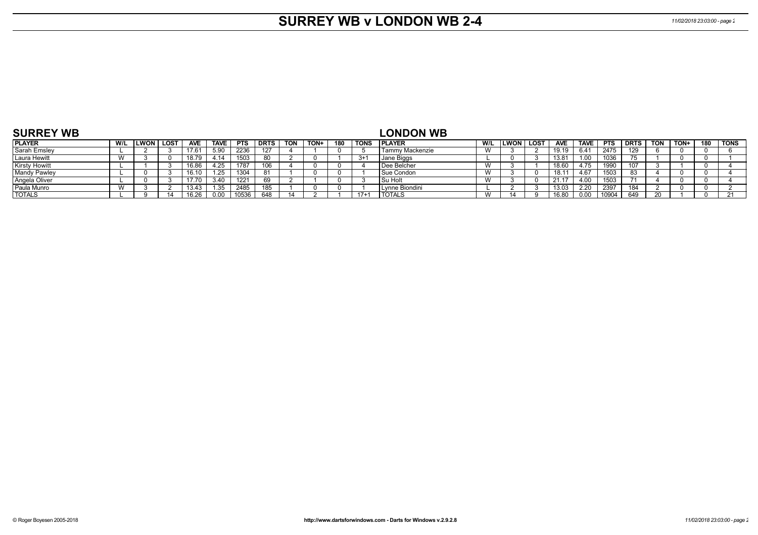# SURREY WB v LONDON WB 2-4

## SURREY WB

| PLAYER | W/L | LWON | LOST | AVE | TAVE | PTS | DRTS | TON | TON+ | 180 | TONS |
|---|---|---|---|---|---|---|---|---|---|---|---|
| Sarah Emsley | L | 2 | 3 | 17.61 | 5.90 | 2236 | 127 | 4 | 1 | 0 | 5 |
| Laura Hewitt | W | 3 | 0 | 18.79 | 4.14 | 1503 | 80 | 2 | 0 | 1 | 3+1 |
| Kirsty Howitt | L | 1 | 3 | 16.86 | 4.25 | 1787 | 106 | 4 | 0 | 0 | 4 |
| Mandy Pawley | L | 0 | 3 | 16.10 | 1.25 | 1304 | 81 | 1 | 0 | 0 | 1 |
| Angela Oliver | L | 0 | 3 | 17.70 | 3.40 | 1221 | 69 | 2 | 1 | 0 | 3 |
| Paula Munro | W | 3 | 2 | 13.43 | 1.35 | 2485 | 185 | 1 | 0 | 0 | 1 |
| TOTALS | L | 9 | 14 | 16.26 | 0.00 | 10536 | 648 | 14 | 2 | 1 | 17+1 |

## LONDON WB

| PLAYER | W/L | LWON | LOST | AVE | TAVE | PTS | DRTS | TON | TON+ | 180 | TONS |
|---|---|---|---|---|---|---|---|---|---|---|---|
| Tammy Mackenzie | W | 3 | 2 | 19.19 | 6.41 | 2475 | 129 | 6 | 0 | 0 | 6 |
| Jane Biggs | L | 0 | 3 | 13.81 | 1.00 | 1036 | 75 | 1 | 0 | 0 | 1 |
| Dee Belcher | W | 3 | 1 | 18.60 | 4.75 | 1990 | 107 | 3 | 1 | 0 | 4 |
| Sue Condon | W | 3 | 0 | 18.11 | 4.67 | 1503 | 83 | 4 | 0 | 0 | 4 |
| Su Holt | W | 3 | 0 | 21.17 | 4.00 | 1503 | 71 | 4 | 0 | 0 | 4 |
| Lynne Biondini | L | 2 | 3 | 13.03 | 2.20 | 2397 | 184 | 2 | 0 | 0 | 2 |
| TOTALS | W | 14 | 9 | 16.80 | 0.00 | 10904 | 649 | 20 | 1 | 0 | 21 |